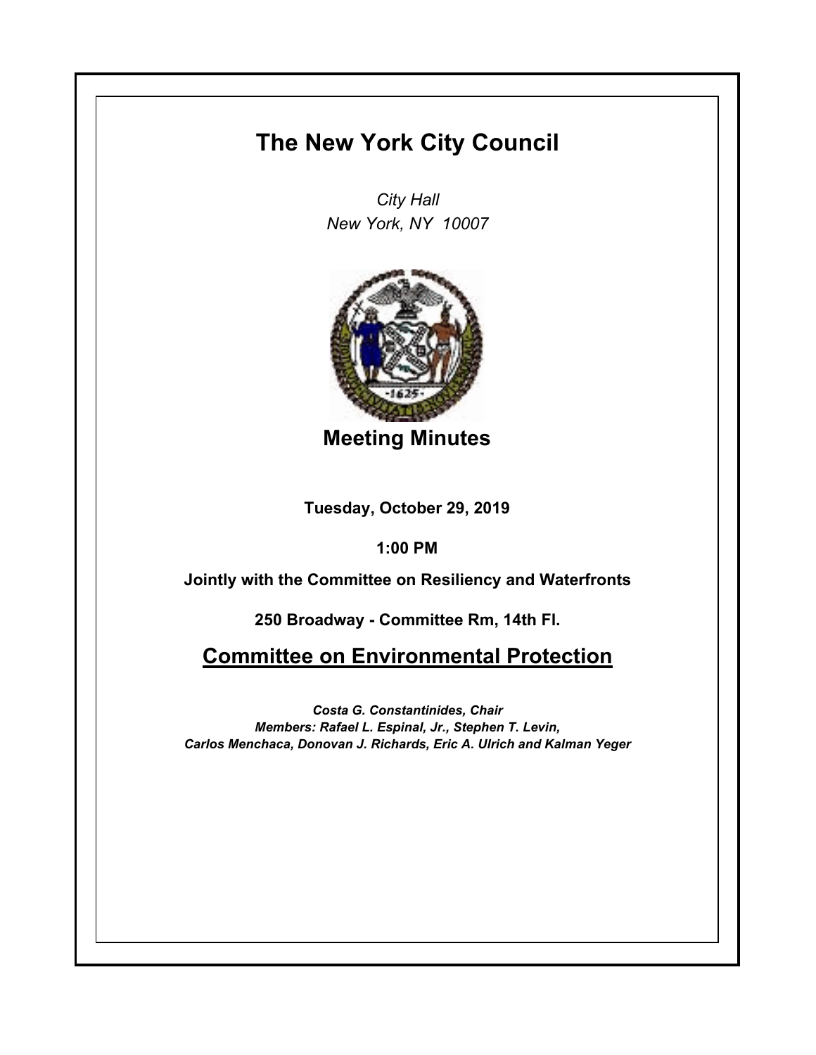# The New York City Council

*City Hall*
*New York, NY 10007*

## Meeting Minutes

**Tuesday, October 29, 2019**

**1:00 PM**

**Jointly with the Committee on Resiliency and Waterfronts**

**250 Broadway - Committee Rm, 14th Fl.**

## Committee on Environmental Protection

***Costa G. Constantinides, Chair***
***Members: Rafael L. Espinal, Jr., Stephen T. Levin,***
***Carlos Menchaca, Donovan J. Richards, Eric A. Ulrich and Kalman Yeger***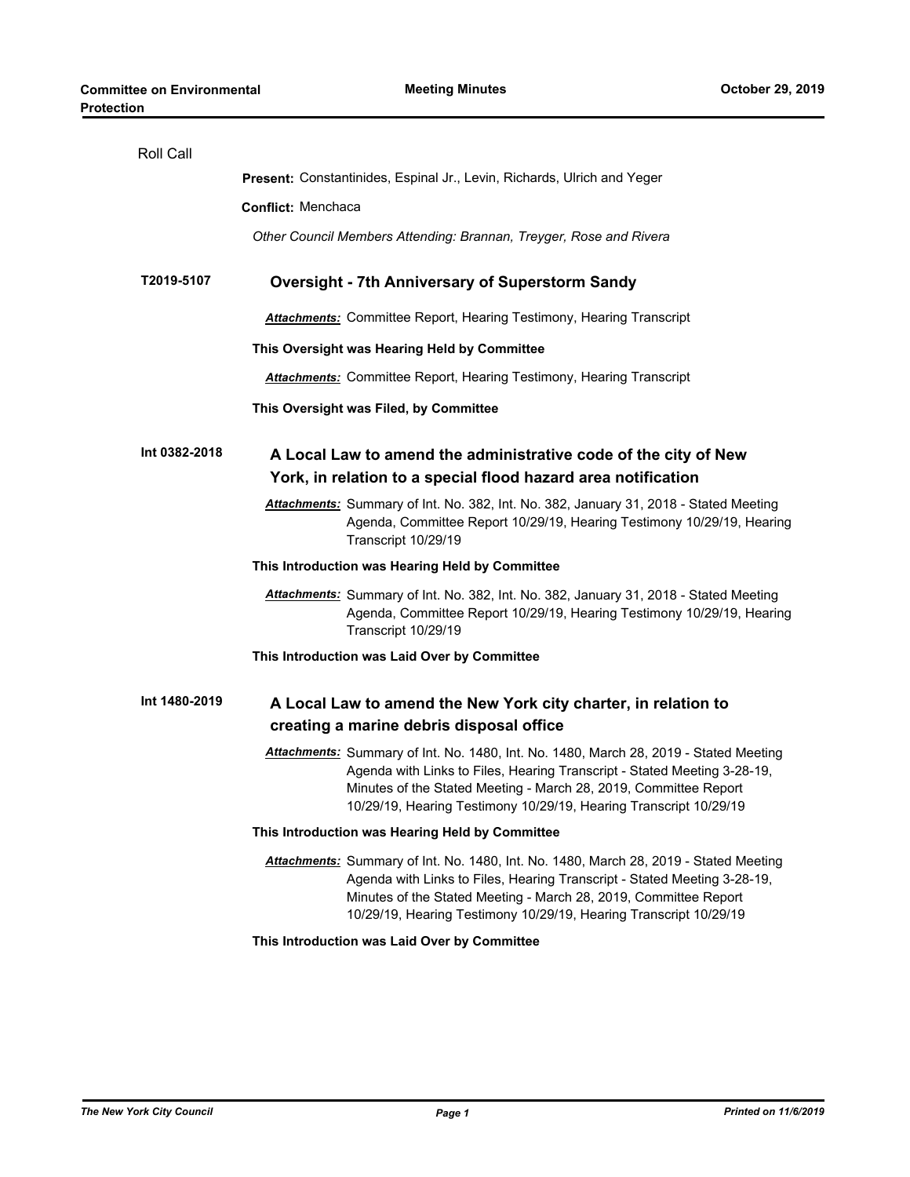Roll Call

**Present:** Constantinides, Espinal Jr., Levin, Richards, Ulrich and Yeger

**Conflict:** Menchaca

*Other Council Members Attending: Brannan, Treyger, Rose and Rivera*

**T2019-5107** **Oversight - 7th Anniversary of Superstorm Sandy**

***Attachments:*** Committee Report, Hearing Testimony, Hearing Transcript

**This Oversight was Hearing Held by Committee**

***Attachments:*** Committee Report, Hearing Testimony, Hearing Transcript

**This Oversight was Filed, by Committee**

**Int 0382-2018** **A Local Law to amend the administrative code of the city of New York, in relation to a special flood hazard area notification**

***Attachments:*** Summary of Int. No. 382, Int. No. 382, January 31, 2018 - Stated Meeting Agenda, Committee Report 10/29/19, Hearing Testimony 10/29/19, Hearing Transcript 10/29/19

**This Introduction was Hearing Held by Committee**

***Attachments:*** Summary of Int. No. 382, Int. No. 382, January 31, 2018 - Stated Meeting Agenda, Committee Report 10/29/19, Hearing Testimony 10/29/19, Hearing Transcript 10/29/19

**This Introduction was Laid Over by Committee**

**Int 1480-2019** **A Local Law to amend the New York city charter, in relation to creating a marine debris disposal office**

***Attachments:*** Summary of Int. No. 1480, Int. No. 1480, March 28, 2019 - Stated Meeting Agenda with Links to Files, Hearing Transcript - Stated Meeting 3-28-19, Minutes of the Stated Meeting - March 28, 2019, Committee Report 10/29/19, Hearing Testimony 10/29/19, Hearing Transcript 10/29/19

**This Introduction was Hearing Held by Committee**

***Attachments:*** Summary of Int. No. 1480, Int. No. 1480, March 28, 2019 - Stated Meeting Agenda with Links to Files, Hearing Transcript - Stated Meeting 3-28-19, Minutes of the Stated Meeting - March 28, 2019, Committee Report 10/29/19, Hearing Testimony 10/29/19, Hearing Transcript 10/29/19

**This Introduction was Laid Over by Committee**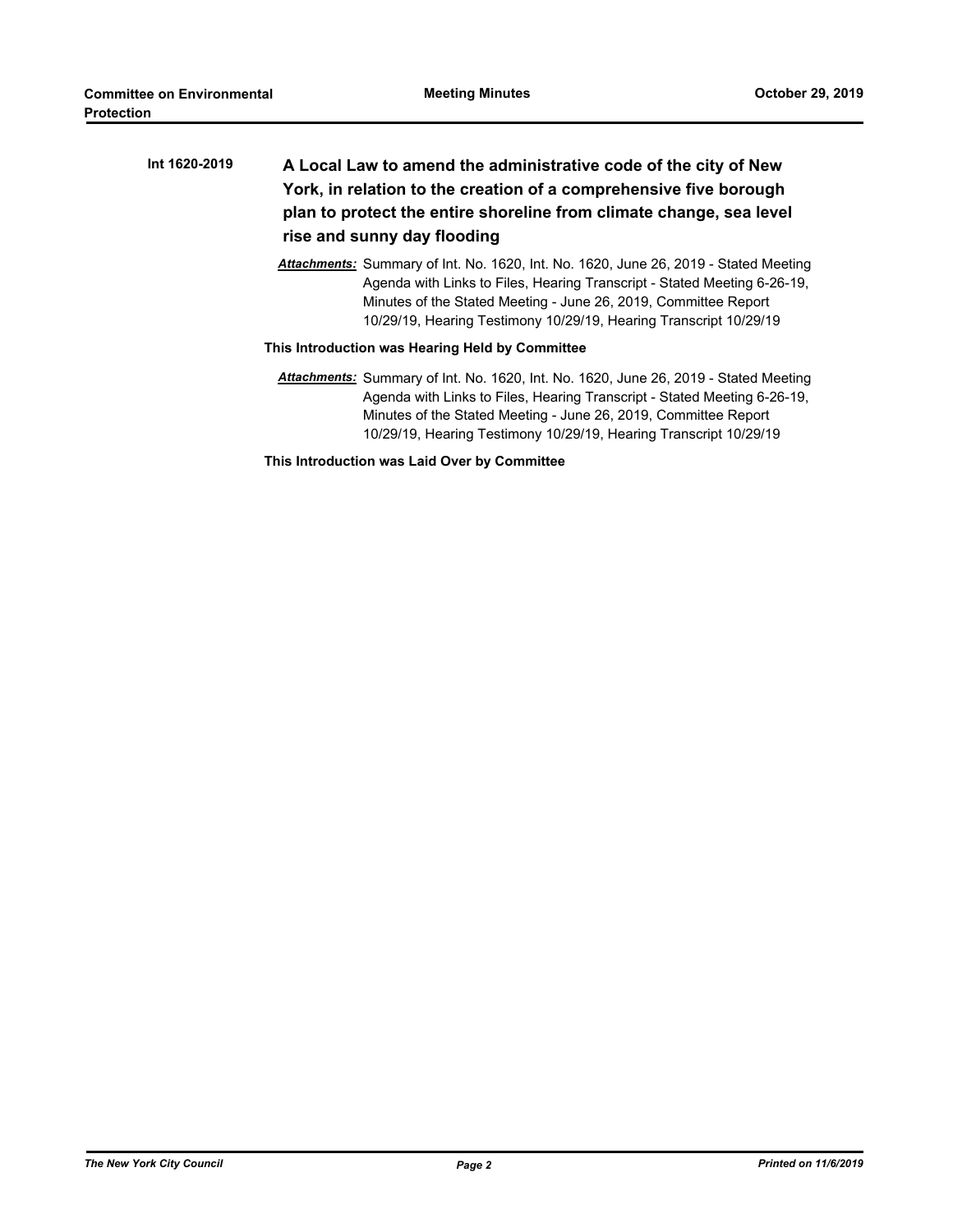**Int 1620-2019** **A Local Law to amend the administrative code of the city of New York, in relation to the creation of a comprehensive five borough plan to protect the entire shoreline from climate change, sea level rise and sunny day flooding**

***Attachments:*** Summary of Int. No. 1620, Int. No. 1620, June 26, 2019 - Stated Meeting Agenda with Links to Files, Hearing Transcript - Stated Meeting 6-26-19, Minutes of the Stated Meeting - June 26, 2019, Committee Report 10/29/19, Hearing Testimony 10/29/19, Hearing Transcript 10/29/19

**This Introduction was Hearing Held by Committee**

***Attachments:*** Summary of Int. No. 1620, Int. No. 1620, June 26, 2019 - Stated Meeting Agenda with Links to Files, Hearing Transcript - Stated Meeting 6-26-19, Minutes of the Stated Meeting - June 26, 2019, Committee Report 10/29/19, Hearing Testimony 10/29/19, Hearing Transcript 10/29/19

**This Introduction was Laid Over by Committee**